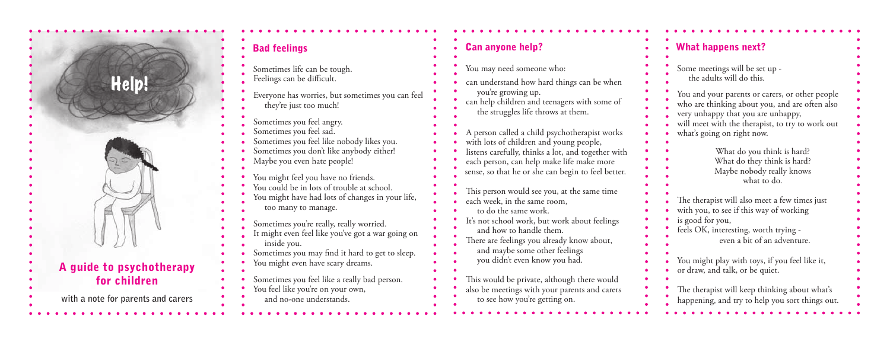# Help!

## A guide to psychotherapy for children

with a note for parents and carers

## Bad feelings

Sometimes life can be tough.
Feelings can be difficult.

Everyone has worries, but sometimes you can feel they're just too much!

Sometimes you feel angry.
Sometimes you feel sad.
Sometimes you feel like nobody likes you.
Sometimes you don't like anybody either!
Maybe you even hate people!

You might feel you have no friends.
You could be in lots of trouble at school.
You might have had lots of changes in your life, too many to manage.

Sometimes you're really, really worried.
It might even feel like you've got a war going on inside you.
Sometimes you may find it hard to get to sleep.
You might even have scary dreams.

Sometimes you feel like a really bad person.
You feel like you're on your own, and no-one understands.

## Can anyone help?

You may need someone who:

can understand how hard things can be when you're growing up.
can help children and teenagers with some of the struggles life throws at them.

A person called a child psychotherapist works with lots of children and young people, listens carefully, thinks a lot, and together with each person, can help make life make more sense, so that he or she can begin to feel better.

This person would see you, at the same time each week, in the same room, to do the same work.
It's not school work, but work about feelings and how to handle them.
There are feelings you already know about, and maybe some other feelings you didn't even know you had.

This would be private, although there would also be meetings with your parents and carers to see how you're getting on.

## What happens next?

Some meetings will be set up - the adults will do this.

You and your parents or carers, or other people who are thinking about you, and are often also very unhappy that you are unhappy, will meet with the therapist, to try to work out what's going on right now.

What do you think is hard?
What do they think is hard?
Maybe nobody really knows what to do.

The therapist will also meet a few times just with you, to see if this way of working is good for you, feels OK, interesting, worth trying - even a bit of an adventure.

You might play with toys, if you feel like it, or draw, and talk, or be quiet.

The therapist will keep thinking about what's happening, and try to help you sort things out.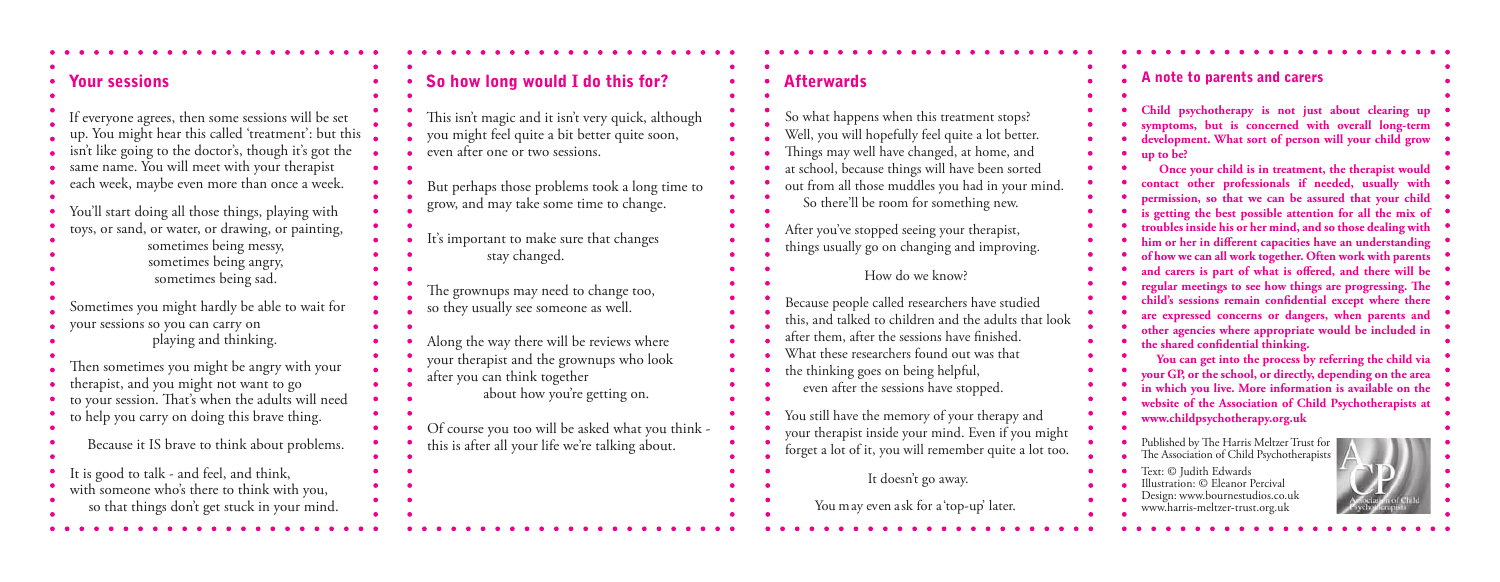## Your sessions

If everyone agrees, then some sessions will be set up. You might hear this called 'treatment': but this isn't like going to the doctor's, though it's got the same name. You will meet with your therapist each week, maybe even more than once a week.

You'll start doing all those things, playing with toys, or sand, or water, or drawing, or painting,
sometimes being messy,
sometimes being angry,
sometimes being sad.

Sometimes you might hardly be able to wait for your sessions so you can carry on
playing and thinking.

Then sometimes you might be angry with your therapist, and you might not want to go to your session. That's when the adults will need to help you carry on doing this brave thing.

Because it IS brave to think about problems.

It is good to talk - and feel, and think, with someone who's there to think with you,
so that things don't get stuck in your mind.

## So how long would I do this for?

This isn't magic and it isn't very quick, although you might feel quite a bit better quite soon, even after one or two sessions.

But perhaps those problems took a long time to grow, and may take some time to change.

It's important to make sure that changes
stay changed.

The grownups may need to change too, so they usually see someone as well.

Along the way there will be reviews where your therapist and the grownups who look after you can think together
about how you're getting on.

Of course you too will be asked what you think - this is after all your life we're talking about.

## Afterwards

So what happens when this treatment stops? Well, you will hopefully feel quite a lot better. Things may well have changed, at home, and at school, because things will have been sorted out from all those muddles you had in your mind.
So there'll be room for something new.

After you've stopped seeing your therapist, things usually go on changing and improving.

How do we know?

Because people called researchers have studied this, and talked to children and the adults that look after them, after the sessions have finished. What these researchers found out was that the thinking goes on being helpful,
even after the sessions have stopped.

You still have the memory of your therapy and your therapist inside your mind. Even if you might forget a lot of it, you will remember quite a lot too.

It doesn't go away.

You may even ask for a 'top-up' later.

## A note to parents and carers

**Child psychotherapy is not just about clearing up symptoms, but is concerned with overall long-term development. What sort of person will your child grow up to be?**

**Once your child is in treatment, the therapist would contact other professionals if needed, usually with permission, so that we can be assured that your child is getting the best possible attention for all the mix of troubles inside his or her mind, and so those dealing with him or her in different capacities have an understanding of how we can all work together. Often work with parents and carers is part of what is offered, and there will be regular meetings to see how things are progressing. The child's sessions remain confidential except where there are expressed concerns or dangers, when parents and other agencies where appropriate would be included in the shared confidential thinking.**

**You can get into the process by referring the child via your GP, or the school, or directly, depending on the area in which you live. More information is available on the website of the Association of Child Psychotherapists at www.childpsychotherapy.org.uk**

Published by The Harris Meltzer Trust for The Association of Child Psychotherapists

Text: © Judith Edwards
Illustration: © Eleanor Percival
Design: www.bournestudios.co.uk
www.harris-meltzer-trust.org.uk